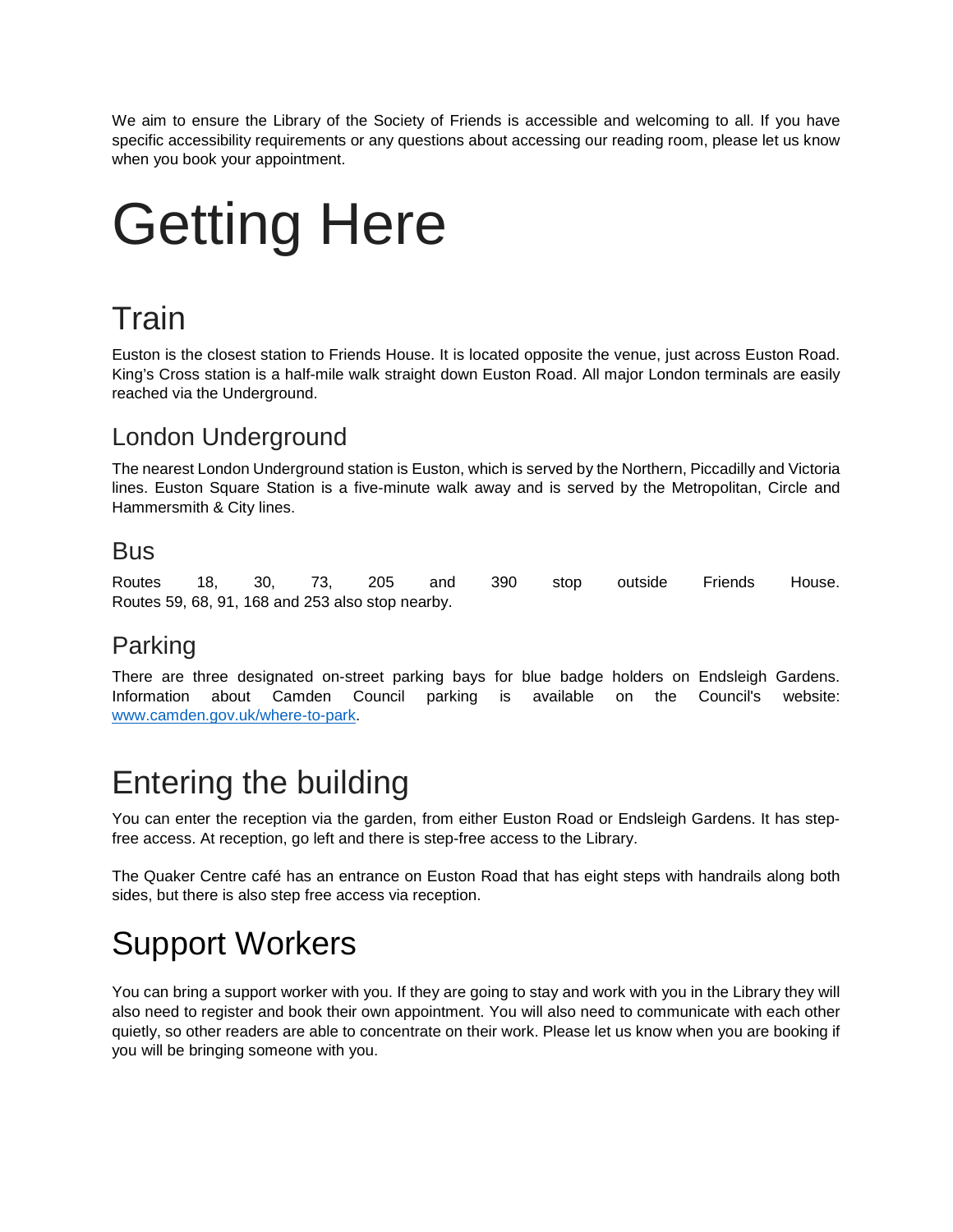We aim to ensure the Library of the Society of Friends is accessible and welcoming to all. If you have specific accessibility requirements or any questions about accessing our reading room, please let us know when you book your appointment.

# Getting Here

## Train

Euston is the closest station to Friends House. It is located opposite the venue, just across Euston Road. King's Cross station is a half-mile walk straight down Euston Road. All major London terminals are easily reached via the Underground.

### London Underground

The nearest London Underground station is Euston, which is served by the Northern, Piccadilly and Victoria lines. Euston Square Station is a five-minute walk away and is served by the Metropolitan, Circle and Hammersmith & City lines.

### Bus

Routes 18, 30, 73, 205 and 390 stop outside Friends House.
Routes 59, 68, 91, 168 and 253 also stop nearby.

### Parking

There are three designated on-street parking bays for blue badge holders on Endsleigh Gardens. Information about Camden Council parking is available on the Council's website: [www.camden.gov.uk/where-to-park](http://www.camden.gov.uk/where-to-park).

## Entering the building

You can enter the reception via the garden, from either Euston Road or Endsleigh Gardens. It has step-free access. At reception, go left and there is step-free access to the Library.

The Quaker Centre café has an entrance on Euston Road that has eight steps with handrails along both sides, but there is also step free access via reception.

## Support Workers

You can bring a support worker with you. If they are going to stay and work with you in the Library they will also need to register and book their own appointment. You will also need to communicate with each other quietly, so other readers are able to concentrate on their work. Please let us know when you are booking if you will be bringing someone with you.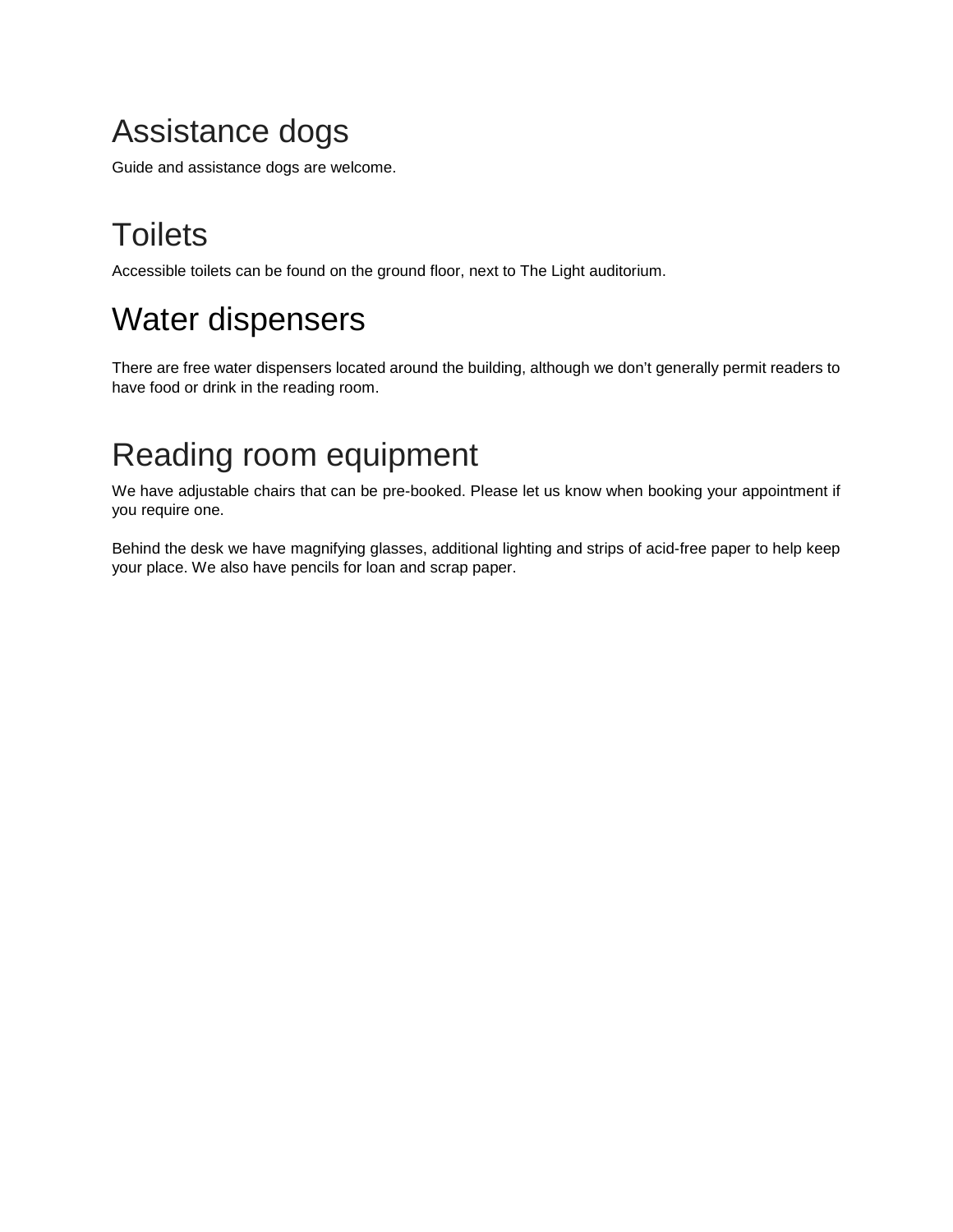## Assistance dogs

Guide and assistance dogs are welcome.

## Toilets

Accessible toilets can be found on the ground floor, next to The Light auditorium.

## Water dispensers

There are free water dispensers located around the building, although we don't generally permit readers to have food or drink in the reading room.

## Reading room equipment

We have adjustable chairs that can be pre-booked. Please let us know when booking your appointment if you require one.

Behind the desk we have magnifying glasses, additional lighting and strips of acid-free paper to help keep your place. We also have pencils for loan and scrap paper.